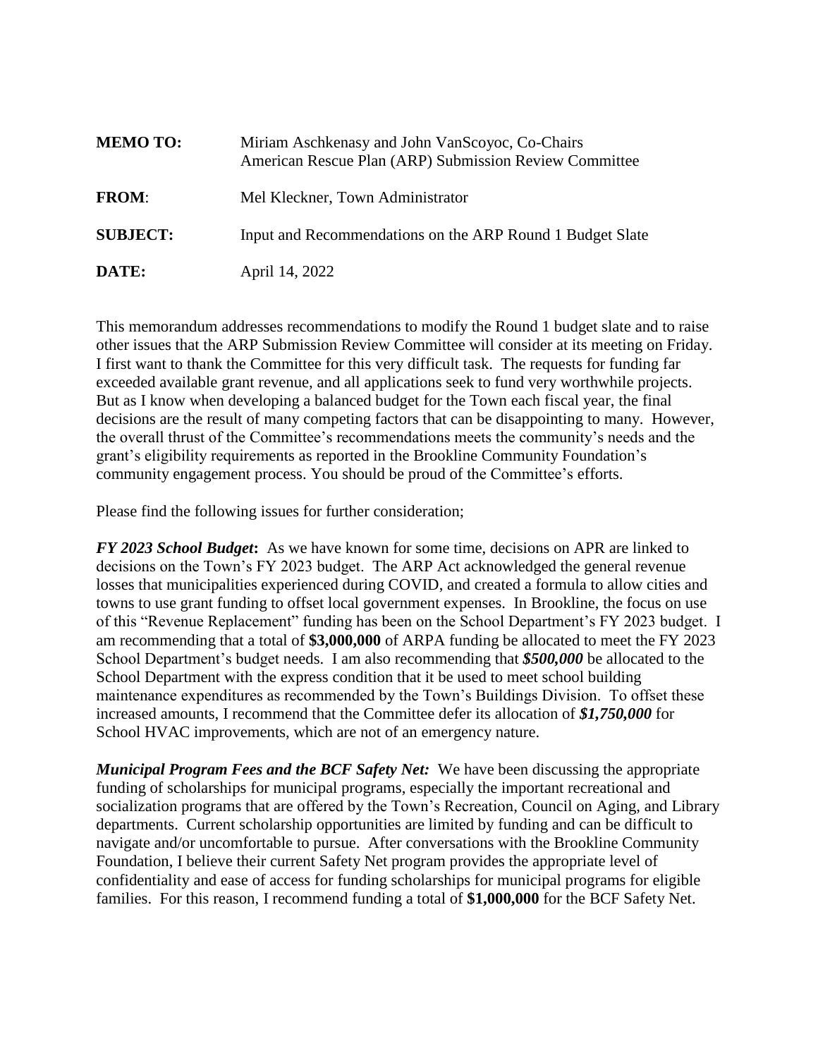| | |
|---|---|
| **MEMO TO:** | Miriam Aschkenasy and John VanScoyoc, Co-Chairs<br>American Rescue Plan (ARP) Submission Review Committee |
| **FROM**: | Mel Kleckner, Town Administrator |
| **SUBJECT:** | Input and Recommendations on the ARP Round 1 Budget Slate |
| **DATE:** | April 14, 2022 |

This memorandum addresses recommendations to modify the Round 1 budget slate and to raise other issues that the ARP Submission Review Committee will consider at its meeting on Friday. I first want to thank the Committee for this very difficult task. The requests for funding far exceeded available grant revenue, and all applications seek to fund very worthwhile projects. But as I know when developing a balanced budget for the Town each fiscal year, the final decisions are the result of many competing factors that can be disappointing to many. However, the overall thrust of the Committee's recommendations meets the community's needs and the grant's eligibility requirements as reported in the Brookline Community Foundation's community engagement process. You should be proud of the Committee's efforts.

Please find the following issues for further consideration;

***FY 2023 School Budget*:** As we have known for some time, decisions on APR are linked to decisions on the Town's FY 2023 budget. The ARP Act acknowledged the general revenue losses that municipalities experienced during COVID, and created a formula to allow cities and towns to use grant funding to offset local government expenses. In Brookline, the focus on use of this "Revenue Replacement" funding has been on the School Department's FY 2023 budget. I am recommending that a total of **$3,000,000** of ARPA funding be allocated to meet the FY 2023 School Department's budget needs. I am also recommending that ***$500,000*** be allocated to the School Department with the express condition that it be used to meet school building maintenance expenditures as recommended by the Town's Buildings Division. To offset these increased amounts, I recommend that the Committee defer its allocation of ***$1,750,000*** for School HVAC improvements, which are not of an emergency nature.

***Municipal Program Fees and the BCF Safety Net:*** We have been discussing the appropriate funding of scholarships for municipal programs, especially the important recreational and socialization programs that are offered by the Town's Recreation, Council on Aging, and Library departments. Current scholarship opportunities are limited by funding and can be difficult to navigate and/or uncomfortable to pursue. After conversations with the Brookline Community Foundation, I believe their current Safety Net program provides the appropriate level of confidentiality and ease of access for funding scholarships for municipal programs for eligible families. For this reason, I recommend funding a total of **$1,000,000** for the BCF Safety Net.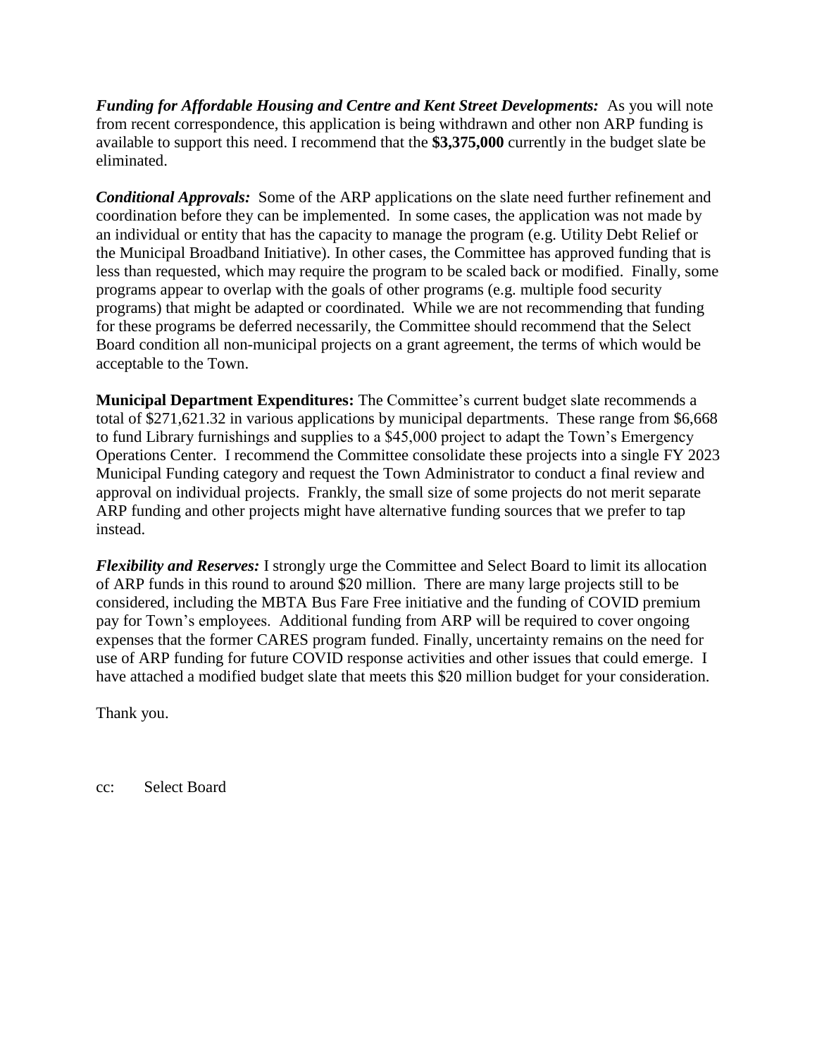***Funding for Affordable Housing and Centre and Kent Street Developments:*** As you will note from recent correspondence, this application is being withdrawn and other non ARP funding is available to support this need. I recommend that the **$3,375,000** currently in the budget slate be eliminated.

***Conditional Approvals:*** Some of the ARP applications on the slate need further refinement and coordination before they can be implemented. In some cases, the application was not made by an individual or entity that has the capacity to manage the program (e.g. Utility Debt Relief or the Municipal Broadband Initiative). In other cases, the Committee has approved funding that is less than requested, which may require the program to be scaled back or modified. Finally, some programs appear to overlap with the goals of other programs (e.g. multiple food security programs) that might be adapted or coordinated. While we are not recommending that funding for these programs be deferred necessarily, the Committee should recommend that the Select Board condition all non-municipal projects on a grant agreement, the terms of which would be acceptable to the Town.

**Municipal Department Expenditures:** The Committee's current budget slate recommends a total of $271,621.32 in various applications by municipal departments. These range from $6,668 to fund Library furnishings and supplies to a $45,000 project to adapt the Town's Emergency Operations Center. I recommend the Committee consolidate these projects into a single FY 2023 Municipal Funding category and request the Town Administrator to conduct a final review and approval on individual projects. Frankly, the small size of some projects do not merit separate ARP funding and other projects might have alternative funding sources that we prefer to tap instead.

***Flexibility and Reserves:*** I strongly urge the Committee and Select Board to limit its allocation of ARP funds in this round to around $20 million. There are many large projects still to be considered, including the MBTA Bus Fare Free initiative and the funding of COVID premium pay for Town's employees. Additional funding from ARP will be required to cover ongoing expenses that the former CARES program funded. Finally, uncertainty remains on the need for use of ARP funding for future COVID response activities and other issues that could emerge. I have attached a modified budget slate that meets this $20 million budget for your consideration.

Thank you.

cc: Select Board